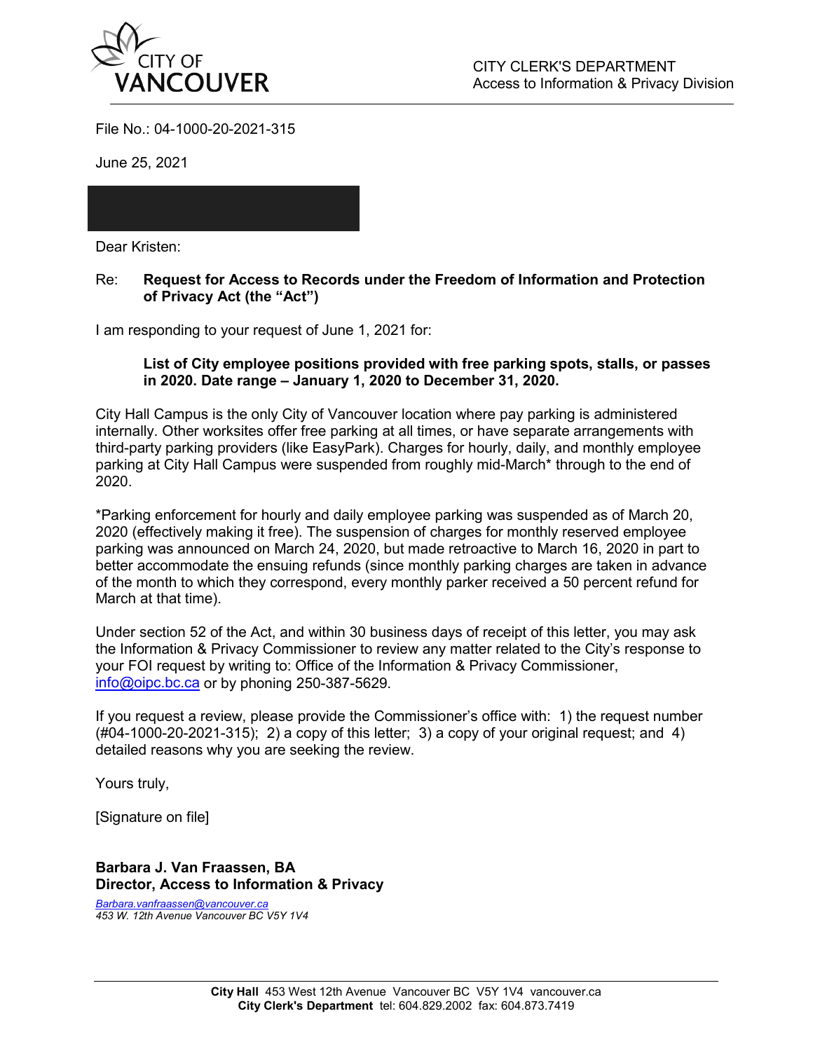CITY OF VANCOUVER

CITY CLERK'S DEPARTMENT
Access to Information & Privacy Division

File No.: 04-1000-20-2021-315

June 25, 2021

Dear Kristen:

Re: **Request for Access to Records under the Freedom of Information and Protection of Privacy Act (the "Act")**

I am responding to your request of June 1, 2021 for:

> **List of City employee positions provided with free parking spots, stalls, or passes in 2020. Date range – January 1, 2020 to December 31, 2020.**

City Hall Campus is the only City of Vancouver location where pay parking is administered internally. Other worksites offer free parking at all times, or have separate arrangements with third-party parking providers (like EasyPark). Charges for hourly, daily, and monthly employee parking at City Hall Campus were suspended from roughly mid-March* through to the end of 2020.

*Parking enforcement for hourly and daily employee parking was suspended as of March 20, 2020 (effectively making it free). The suspension of charges for monthly reserved employee parking was announced on March 24, 2020, but made retroactive to March 16, 2020 in part to better accommodate the ensuing refunds (since monthly parking charges are taken in advance of the month to which they correspond, every monthly parker received a 50 percent refund for March at that time).

Under section 52 of the Act, and within 30 business days of receipt of this letter, you may ask the Information & Privacy Commissioner to review any matter related to the City's response to your FOI request by writing to: Office of the Information & Privacy Commissioner, info@oipc.bc.ca or by phoning 250-387-5629.

If you request a review, please provide the Commissioner's office with: 1) the request number (#04-1000-20-2021-315); 2) a copy of this letter; 3) a copy of your original request; and 4) detailed reasons why you are seeking the review.

Yours truly,

[Signature on file]

**Barbara J. Van Fraassen, BA**
**Director, Access to Information & Privacy**

*Barbara.vanfraassen@vancouver.ca*
*453 W. 12th Avenue Vancouver BC V5Y 1V4*

**City Hall** 453 West 12th Avenue Vancouver BC V5Y 1V4 vancouver.ca
**City Clerk's Department** tel: 604.829.2002 fax: 604.873.7419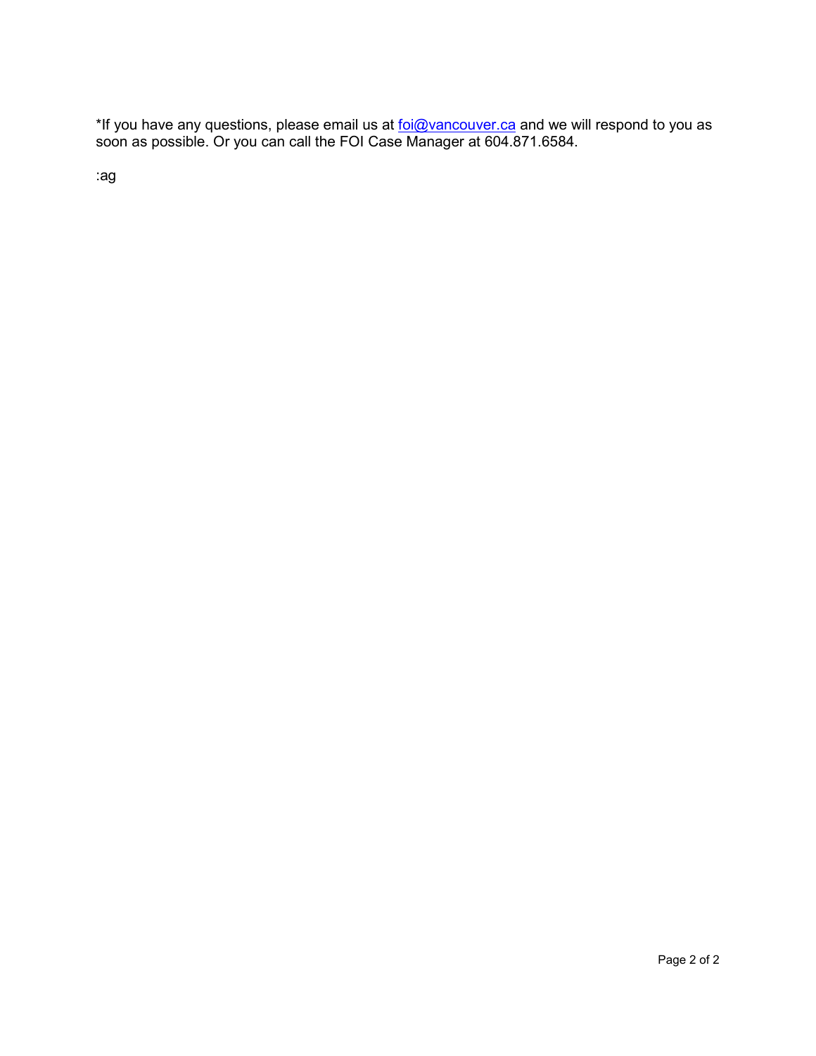*If you have any questions, please email us at foi@vancouver.ca and we will respond to you as soon as possible. Or you can call the FOI Case Manager at 604.871.6584.

:ag